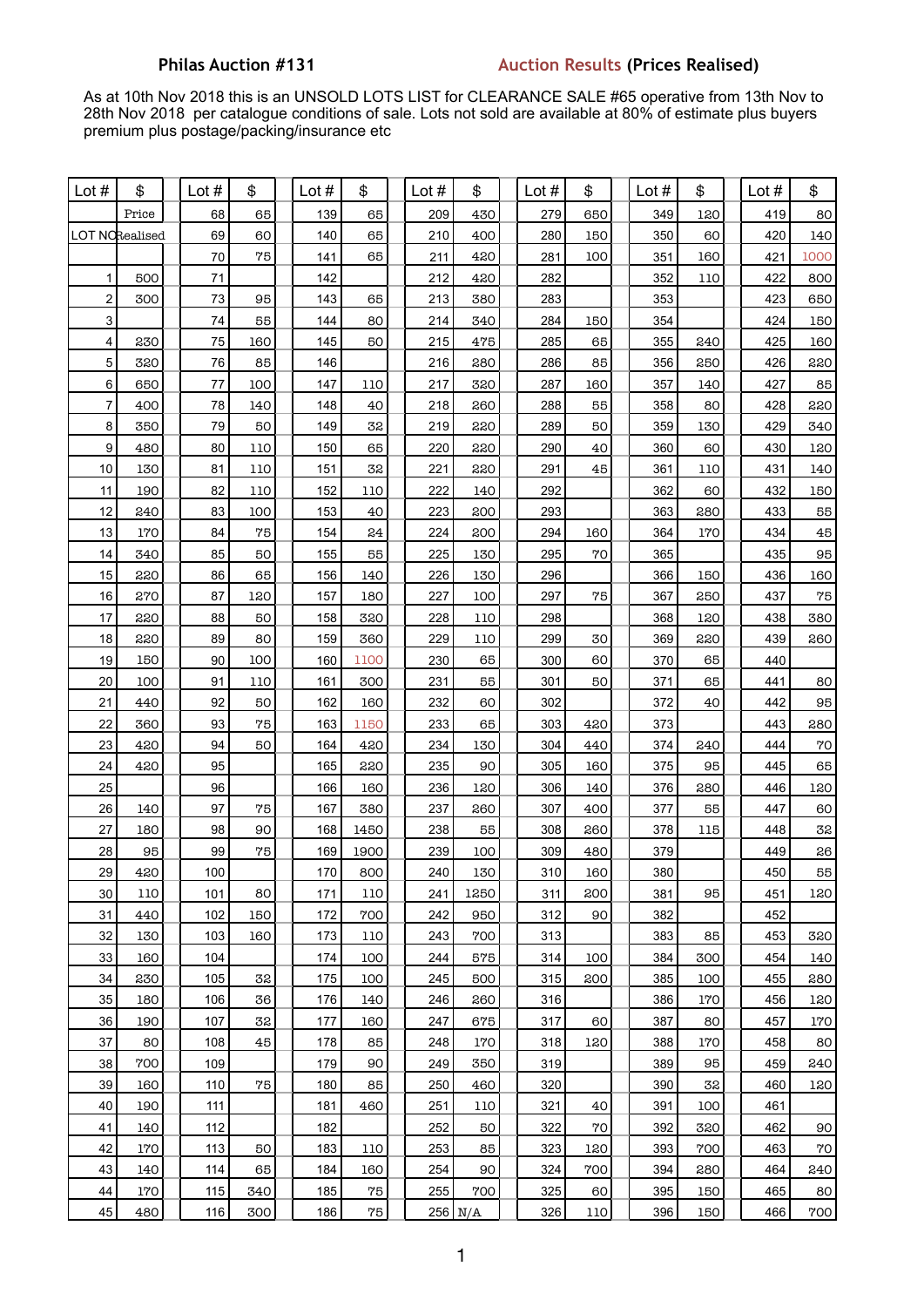**Philas Auction #131** **Auction Results (Prices Realised)**

As at 10th Nov 2018 this is an UNSOLD LOTS LIST for CLEARANCE SALE #65 operative from 13th Nov to 28th Nov 2018 per catalogue conditions of sale. Lots not sold are available at 80% of estimate plus buyers premium plus postage/packing/insurance etc

| Lot # | $ | Lot # | $ | Lot # | $ | Lot # | $ | Lot # | $ | Lot # | $ | Lot # | $ |
|---|---|---|---|---|---|---|---|---|---|---|---|---|---|
| | Price | 68 | 65 | 139 | 65 | 209 | 430 | 279 | 650 | 349 | 120 | 419 | 80 |
| LOT NO | Realised | 69 | 60 | 140 | 65 | 210 | 400 | 280 | 150 | 350 | 60 | 420 | 140 |
| | | 70 | 75 | 141 | 65 | 211 | 420 | 281 | 100 | 351 | 160 | 421 | 1000 |
| 1 | 500 | 71 | | 142 | | 212 | 420 | 282 | | 352 | 110 | 422 | 800 |
| 2 | 300 | 73 | 95 | 143 | 65 | 213 | 380 | 283 | | 353 | | 423 | 650 |
| 3 | | 74 | 55 | 144 | 80 | 214 | 340 | 284 | 150 | 354 | | 424 | 150 |
| 4 | 230 | 75 | 160 | 145 | 50 | 215 | 475 | 285 | 65 | 355 | 240 | 425 | 160 |
| 5 | 320 | 76 | 85 | 146 | | 216 | 280 | 286 | 85 | 356 | 250 | 426 | 220 |
| 6 | 650 | 77 | 100 | 147 | 110 | 217 | 320 | 287 | 160 | 357 | 140 | 427 | 85 |
| 7 | 400 | 78 | 140 | 148 | 40 | 218 | 260 | 288 | 55 | 358 | 80 | 428 | 220 |
| 8 | 350 | 79 | 50 | 149 | 32 | 219 | 220 | 289 | 50 | 359 | 130 | 429 | 340 |
| 9 | 480 | 80 | 110 | 150 | 65 | 220 | 220 | 290 | 40 | 360 | 60 | 430 | 120 |
| 10 | 130 | 81 | 110 | 151 | 32 | 221 | 220 | 291 | 45 | 361 | 110 | 431 | 140 |
| 11 | 190 | 82 | 110 | 152 | 110 | 222 | 140 | 292 | | 362 | 60 | 432 | 150 |
| 12 | 240 | 83 | 100 | 153 | 40 | 223 | 200 | 293 | | 363 | 280 | 433 | 55 |
| 13 | 170 | 84 | 75 | 154 | 24 | 224 | 200 | 294 | 160 | 364 | 170 | 434 | 45 |
| 14 | 340 | 85 | 50 | 155 | 55 | 225 | 130 | 295 | 70 | 365 | | 435 | 95 |
| 15 | 220 | 86 | 65 | 156 | 140 | 226 | 130 | 296 | | 366 | 150 | 436 | 160 |
| 16 | 270 | 87 | 120 | 157 | 180 | 227 | 100 | 297 | 75 | 367 | 250 | 437 | 75 |
| 17 | 220 | 88 | 50 | 158 | 320 | 228 | 110 | 298 | | 368 | 120 | 438 | 380 |
| 18 | 220 | 89 | 80 | 159 | 360 | 229 | 110 | 299 | 30 | 369 | 220 | 439 | 260 |
| 19 | 150 | 90 | 100 | 160 | 1100 | 230 | 65 | 300 | 60 | 370 | 65 | 440 | |
| 20 | 100 | 91 | 110 | 161 | 300 | 231 | 55 | 301 | 50 | 371 | 65 | 441 | 80 |
| 21 | 440 | 92 | 50 | 162 | 160 | 232 | 60 | 302 | | 372 | 40 | 442 | 95 |
| 22 | 360 | 93 | 75 | 163 | 1150 | 233 | 65 | 303 | 420 | 373 | | 443 | 280 |
| 23 | 420 | 94 | 50 | 164 | 420 | 234 | 130 | 304 | 440 | 374 | 240 | 444 | 70 |
| 24 | 420 | 95 | | 165 | 220 | 235 | 90 | 305 | 160 | 375 | 95 | 445 | 65 |
| 25 | | 96 | | 166 | 160 | 236 | 120 | 306 | 140 | 376 | 280 | 446 | 120 |
| 26 | 140 | 97 | 75 | 167 | 380 | 237 | 260 | 307 | 400 | 377 | 55 | 447 | 60 |
| 27 | 180 | 98 | 90 | 168 | 1450 | 238 | 55 | 308 | 260 | 378 | 115 | 448 | 32 |
| 28 | 95 | 99 | 75 | 169 | 1900 | 239 | 100 | 309 | 480 | 379 | | 449 | 26 |
| 29 | 420 | 100 | | 170 | 800 | 240 | 130 | 310 | 160 | 380 | | 450 | 55 |
| 30 | 110 | 101 | 80 | 171 | 110 | 241 | 1250 | 311 | 200 | 381 | 95 | 451 | 120 |
| 31 | 440 | 102 | 150 | 172 | 700 | 242 | 950 | 312 | 90 | 382 | | 452 | |
| 32 | 130 | 103 | 160 | 173 | 110 | 243 | 700 | 313 | | 383 | 85 | 453 | 320 |
| 33 | 160 | 104 | | 174 | 100 | 244 | 575 | 314 | 100 | 384 | 300 | 454 | 140 |
| 34 | 230 | 105 | 32 | 175 | 100 | 245 | 500 | 315 | 200 | 385 | 100 | 455 | 280 |
| 35 | 180 | 106 | 36 | 176 | 140 | 246 | 260 | 316 | | 386 | 170 | 456 | 120 |
| 36 | 190 | 107 | 32 | 177 | 160 | 247 | 675 | 317 | 60 | 387 | 80 | 457 | 170 |
| 37 | 80 | 108 | 45 | 178 | 85 | 248 | 170 | 318 | 120 | 388 | 170 | 458 | 80 |
| 38 | 700 | 109 | | 179 | 90 | 249 | 350 | 319 | | 389 | 95 | 459 | 240 |
| 39 | 160 | 110 | 75 | 180 | 85 | 250 | 460 | 320 | | 390 | 32 | 460 | 120 |
| 40 | 190 | 111 | | 181 | 460 | 251 | 110 | 321 | 40 | 391 | 100 | 461 | |
| 41 | 140 | 112 | | 182 | | 252 | 50 | 322 | 70 | 392 | 320 | 462 | 90 |
| 42 | 170 | 113 | 50 | 183 | 110 | 253 | 85 | 323 | 120 | 393 | 700 | 463 | 70 |
| 43 | 140 | 114 | 65 | 184 | 160 | 254 | 90 | 324 | 700 | 394 | 280 | 464 | 240 |
| 44 | 170 | 115 | 340 | 185 | 75 | 255 | 700 | 325 | 60 | 395 | 150 | 465 | 80 |
| 45 | 480 | 116 | 300 | 186 | 75 | 256 | N/A | 326 | 110 | 396 | 150 | 466 | 700 |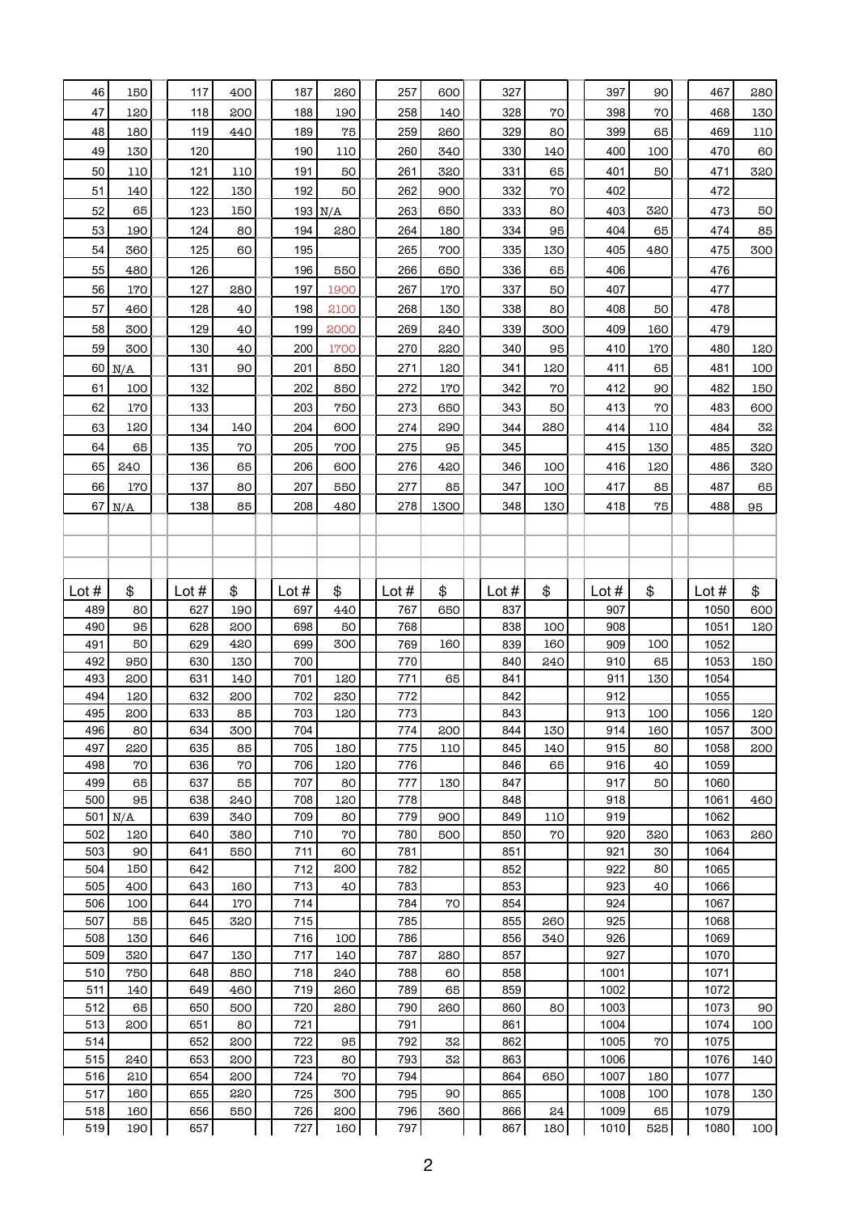| | | | | | | | | | | | | | |
|---|---|---|---|---|---|---|---|---|---|---|---|---|---|
| 46 | 150 | 117 | 400 | 187 | 260 | 257 | 600 | 327 | | 397 | 90 | 467 | 280 |
| 47 | 120 | 118 | 200 | 188 | 190 | 258 | 140 | 328 | 70 | 398 | 70 | 468 | 130 |
| 48 | 180 | 119 | 440 | 189 | 75 | 259 | 260 | 329 | 80 | 399 | 65 | 469 | 110 |
| 49 | 130 | 120 | | 190 | 110 | 260 | 340 | 330 | 140 | 400 | 100 | 470 | 60 |
| 50 | 110 | 121 | 110 | 191 | 50 | 261 | 320 | 331 | 65 | 401 | 50 | 471 | 320 |
| 51 | 140 | 122 | 130 | 192 | 50 | 262 | 900 | 332 | 70 | 402 | | 472 | |
| 52 | 65 | 123 | 150 | 193 | N/A | 263 | 650 | 333 | 80 | 403 | 320 | 473 | 50 |
| 53 | 190 | 124 | 80 | 194 | 280 | 264 | 180 | 334 | 95 | 404 | 65 | 474 | 85 |
| 54 | 360 | 125 | 60 | 195 | | 265 | 700 | 335 | 130 | 405 | 480 | 475 | 300 |
| 55 | 480 | 126 | | 196 | 550 | 266 | 650 | 336 | 65 | 406 | | 476 | |
| 56 | 170 | 127 | 280 | 197 | 1900 | 267 | 170 | 337 | 50 | 407 | | 477 | |
| 57 | 460 | 128 | 40 | 198 | 2100 | 268 | 130 | 338 | 80 | 408 | 50 | 478 | |
| 58 | 300 | 129 | 40 | 199 | 2000 | 269 | 240 | 339 | 300 | 409 | 160 | 479 | |
| 59 | 300 | 130 | 40 | 200 | 1700 | 270 | 220 | 340 | 95 | 410 | 170 | 480 | 120 |
| 60 | N/A | 131 | 90 | 201 | 850 | 271 | 120 | 341 | 120 | 411 | 65 | 481 | 100 |
| 61 | 100 | 132 | | 202 | 850 | 272 | 170 | 342 | 70 | 412 | 90 | 482 | 150 |
| 62 | 170 | 133 | | 203 | 750 | 273 | 650 | 343 | 50 | 413 | 70 | 483 | 600 |
| 63 | 120 | 134 | 140 | 204 | 600 | 274 | 290 | 344 | 280 | 414 | 110 | 484 | 32 |
| 64 | 65 | 135 | 70 | 205 | 700 | 275 | 95 | 345 | | 415 | 130 | 485 | 320 |
| 65 | 240 | 136 | 65 | 206 | 600 | 276 | 420 | 346 | 100 | 416 | 120 | 486 | 320 |
| 66 | 170 | 137 | 80 | 207 | 550 | 277 | 85 | 347 | 100 | 417 | 85 | 487 | 65 |
| 67 | N/A | 138 | 85 | 208 | 480 | 278 | 1300 | 348 | 130 | 418 | 75 | 488 | 95 |

| Lot # | $ | Lot # | $ | Lot # | $ | Lot # | $ | Lot # | $ | Lot # | $ | Lot # | $ |
|---|---|---|---|---|---|---|---|---|---|---|---|---|---|
| 489 | 80 | 627 | 190 | 697 | 440 | 767 | 650 | 837 | | 907 | | 1050 | 600 |
| 490 | 95 | 628 | 200 | 698 | 50 | 768 | | 838 | 100 | 908 | | 1051 | 120 |
| 491 | 50 | 629 | 420 | 699 | 300 | 769 | 160 | 839 | 160 | 909 | 100 | 1052 | |
| 492 | 950 | 630 | 130 | 700 | | 770 | | 840 | 240 | 910 | 65 | 1053 | 150 |
| 493 | 200 | 631 | 140 | 701 | 120 | 771 | 65 | 841 | | 911 | 130 | 1054 | |
| 494 | 120 | 632 | 200 | 702 | 230 | 772 | | 842 | | 912 | | 1055 | |
| 495 | 200 | 633 | 85 | 703 | 120 | 773 | | 843 | | 913 | 100 | 1056 | 120 |
| 496 | 80 | 634 | 300 | 704 | | 774 | 200 | 844 | 130 | 914 | 160 | 1057 | 300 |
| 497 | 220 | 635 | 85 | 705 | 180 | 775 | 110 | 845 | 140 | 915 | 80 | 1058 | 200 |
| 498 | 70 | 636 | 70 | 706 | 120 | 776 | | 846 | 65 | 916 | 40 | 1059 | |
| 499 | 65 | 637 | 55 | 707 | 80 | 777 | 130 | 847 | | 917 | 50 | 1060 | |
| 500 | 95 | 638 | 240 | 708 | 120 | 778 | | 848 | | 918 | | 1061 | 460 |
| 501 | N/A | 639 | 340 | 709 | 80 | 779 | 900 | 849 | 110 | 919 | | 1062 | |
| 502 | 120 | 640 | 380 | 710 | 70 | 780 | 500 | 850 | 70 | 920 | 320 | 1063 | 260 |
| 503 | 90 | 641 | 550 | 711 | 60 | 781 | | 851 | | 921 | 30 | 1064 | |
| 504 | 150 | 642 | | 712 | 200 | 782 | | 852 | | 922 | 80 | 1065 | |
| 505 | 400 | 643 | 160 | 713 | 40 | 783 | | 853 | | 923 | 40 | 1066 | |
| 506 | 100 | 644 | 170 | 714 | | 784 | 70 | 854 | | 924 | | 1067 | |
| 507 | 55 | 645 | 320 | 715 | | 785 | | 855 | 260 | 925 | | 1068 | |
| 508 | 130 | 646 | | 716 | 100 | 786 | | 856 | 340 | 926 | | 1069 | |
| 509 | 320 | 647 | 130 | 717 | 140 | 787 | 280 | 857 | | 927 | | 1070 | |
| 510 | 750 | 648 | 850 | 718 | 240 | 788 | 60 | 858 | | 1001 | | 1071 | |
| 511 | 140 | 649 | 460 | 719 | 260 | 789 | 65 | 859 | | 1002 | | 1072 | |
| 512 | 65 | 650 | 500 | 720 | 280 | 790 | 260 | 860 | 80 | 1003 | | 1073 | 90 |
| 513 | 200 | 651 | 80 | 721 | | 791 | | 861 | | 1004 | | 1074 | 100 |
| 514 | | 652 | 200 | 722 | 95 | 792 | 32 | 862 | | 1005 | 70 | 1075 | |
| 515 | 240 | 653 | 200 | 723 | 80 | 793 | 32 | 863 | | 1006 | | 1076 | 140 |
| 516 | 210 | 654 | 200 | 724 | 70 | 794 | | 864 | 650 | 1007 | 180 | 1077 | |
| 517 | 160 | 655 | 220 | 725 | 300 | 795 | 90 | 865 | | 1008 | 100 | 1078 | 130 |
| 518 | 160 | 656 | 550 | 726 | 200 | 796 | 360 | 866 | 24 | 1009 | 65 | 1079 | |
| 519 | 190 | 657 | | 727 | 160 | 797 | | 867 | 180 | 1010 | 525 | 1080 | 100 |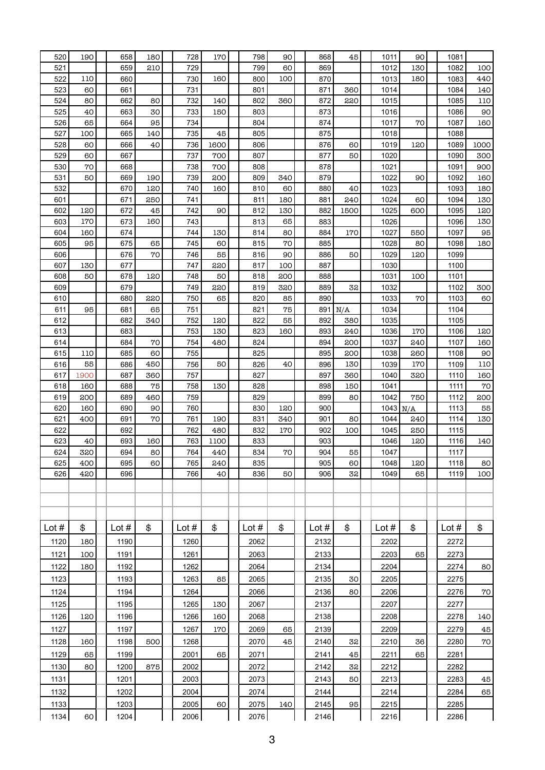| | | | | | | | | | | | | | |
|---|---|---|---|---|---|---|---|---|---|---|---|---|---|
| 520 | 190 | 658 | 180 | 728 | 170 | 798 | 90 | 868 | 45 | 1011 | 90 | 1081 | |
| 521 | | 659 | 210 | 729 | | 799 | 60 | 869 | | 1012 | 130 | 1082 | 100 |
| 522 | 110 | 660 | | 730 | 160 | 800 | 100 | 870 | | 1013 | 180 | 1083 | 440 |
| 523 | 60 | 661 | | 731 | | 801 | | 871 | 360 | 1014 | | 1084 | 140 |
| 524 | 80 | 662 | 80 | 732 | 140 | 802 | 360 | 872 | 220 | 1015 | | 1085 | 110 |
| 525 | 40 | 663 | 30 | 733 | 150 | 803 | | 873 | | 1016 | | 1086 | 90 |
| 526 | 65 | 664 | 95 | 734 | | 804 | | 874 | | 1017 | 70 | 1087 | 160 |
| 527 | 100 | 665 | 140 | 735 | 45 | 805 | | 875 | | 1018 | | 1088 | |
| 528 | 60 | 666 | 40 | 736 | 1600 | 806 | | 876 | 60 | 1019 | 120 | 1089 | 1000 |
| 529 | 60 | 667 | | 737 | 700 | 807 | | 877 | 50 | 1020 | | 1090 | 300 |
| 530 | 70 | 668 | | 738 | 700 | 808 | | 878 | | 1021 | | 1091 | 900 |
| 531 | 50 | 669 | 190 | 739 | 200 | 809 | 340 | 879 | | 1022 | 90 | 1092 | 160 |
| 532 | | 670 | 120 | 740 | 160 | 810 | 60 | 880 | 40 | 1023 | | 1093 | 180 |
| 601 | | 671 | 250 | 741 | | 811 | 180 | 881 | 240 | 1024 | 60 | 1094 | 130 |
| 602 | 120 | 672 | 45 | 742 | 90 | 812 | 130 | 882 | 1500 | 1025 | 600 | 1095 | 120 |
| 603 | 170 | 673 | 160 | 743 | | 813 | 65 | 883 | | 1026 | | 1096 | 130 |
| 604 | 160 | 674 | | 744 | 130 | 814 | 80 | 884 | 170 | 1027 | 550 | 1097 | 95 |
| 605 | 95 | 675 | 65 | 745 | 60 | 815 | 70 | 885 | | 1028 | 80 | 1098 | 180 |
| 606 | | 676 | 70 | 746 | 55 | 816 | 90 | 886 | 50 | 1029 | 120 | 1099 | |
| 607 | 130 | 677 | | 747 | 220 | 817 | 100 | 887 | | 1030 | | 1100 | |
| 608 | 50 | 678 | 120 | 748 | 50 | 818 | 200 | 888 | | 1031 | 100 | 1101 | |
| 609 | | 679 | | 749 | 220 | 819 | 320 | 889 | 32 | 1032 | | 1102 | 300 |
| 610 | | 680 | 220 | 750 | 65 | 820 | 85 | 890 | | 1033 | 70 | 1103 | 60 |
| 611 | 95 | 681 | 65 | 751 | | 821 | 75 | 891 | N/A | 1034 | | 1104 | |
| 612 | | 682 | 340 | 752 | 120 | 822 | 55 | 892 | 380 | 1035 | | 1105 | |
| 613 | | 683 | | 753 | 130 | 823 | 160 | 893 | 240 | 1036 | 170 | 1106 | 120 |
| 614 | | 684 | 70 | 754 | 480 | 824 | | 894 | 200 | 1037 | 240 | 1107 | 160 |
| 615 | 110 | 685 | 60 | 755 | | 825 | | 895 | 200 | 1038 | 260 | 1108 | 90 |
| 616 | 55 | 686 | 450 | 756 | 50 | 826 | 40 | 896 | 130 | 1039 | 170 | 1109 | 110 |
| 617 | 1900 | 687 | 360 | 757 | | 827 | | 897 | 360 | 1040 | 320 | 1110 | 160 |
| 618 | 160 | 688 | 75 | 758 | 130 | 828 | | 898 | 150 | 1041 | | 1111 | 70 |
| 619 | 200 | 689 | 460 | 759 | | 829 | | 899 | 80 | 1042 | 750 | 1112 | 200 |
| 620 | 160 | 690 | 90 | 760 | | 830 | 120 | 900 | | 1043 | N/A | 1113 | 55 |
| 621 | 400 | 691 | 70 | 761 | 190 | 831 | 340 | 901 | 80 | 1044 | 240 | 1114 | 130 |
| 622 | | 692 | | 762 | 480 | 832 | 170 | 902 | 100 | 1045 | 250 | 1115 | |
| 623 | 40 | 693 | 160 | 763 | 1100 | 833 | | 903 | | 1046 | 120 | 1116 | 140 |
| 624 | 320 | 694 | 80 | 764 | 440 | 834 | 70 | 904 | 55 | 1047 | | 1117 | |
| 625 | 400 | 695 | 60 | 765 | 240 | 835 | | 905 | 60 | 1048 | 120 | 1118 | 80 |
| 626 | 420 | 696 | | 766 | 40 | 836 | 50 | 906 | 32 | 1049 | 65 | 1119 | 100 |

| Lot # | $ | Lot # | $ | Lot # | $ | Lot # | $ | Lot # | $ | Lot # | $ | Lot # | $ |
|---|---|---|---|---|---|---|---|---|---|---|---|---|---|
| 1120 | 180 | 1190 | | 1260 | | 2062 | | 2132 | | 2202 | | 2272 | |
| 1121 | 100 | 1191 | | 1261 | | 2063 | | 2133 | | 2203 | 65 | 2273 | |
| 1122 | 180 | 1192 | | 1262 | | 2064 | | 2134 | | 2204 | | 2274 | 80 |
| 1123 | | 1193 | | 1263 | 85 | 2065 | | 2135 | 30 | 2205 | | 2275 | |
| 1124 | | 1194 | | 1264 | | 2066 | | 2136 | 80 | 2206 | | 2276 | 70 |
| 1125 | | 1195 | | 1265 | 130 | 2067 | | 2137 | | 2207 | | 2277 | |
| 1126 | 120 | 1196 | | 1266 | 160 | 2068 | | 2138 | | 2208 | | 2278 | 140 |
| 1127 | | 1197 | | 1267 | 170 | 2069 | 65 | 2139 | | 2209 | | 2279 | 45 |
| 1128 | 160 | 1198 | 500 | 1268 | | 2070 | 45 | 2140 | 32 | 2210 | 36 | 2280 | 70 |
| 1129 | 65 | 1199 | | 2001 | 65 | 2071 | | 2141 | 45 | 2211 | 65 | 2281 | |
| 1130 | 80 | 1200 | 875 | 2002 | | 2072 | | 2142 | 32 | 2212 | | 2282 | |
| 1131 | | 1201 | | 2003 | | 2073 | | 2143 | 50 | 2213 | | 2283 | 45 |
| 1132 | | 1202 | | 2004 | | 2074 | | 2144 | | 2214 | | 2284 | 65 |
| 1133 | | 1203 | | 2005 | 60 | 2075 | 140 | 2145 | 95 | 2215 | | 2285 | |
| 1134 | 60 | 1204 | | 2006 | | 2076 | | 2146 | | 2216 | | 2286 | |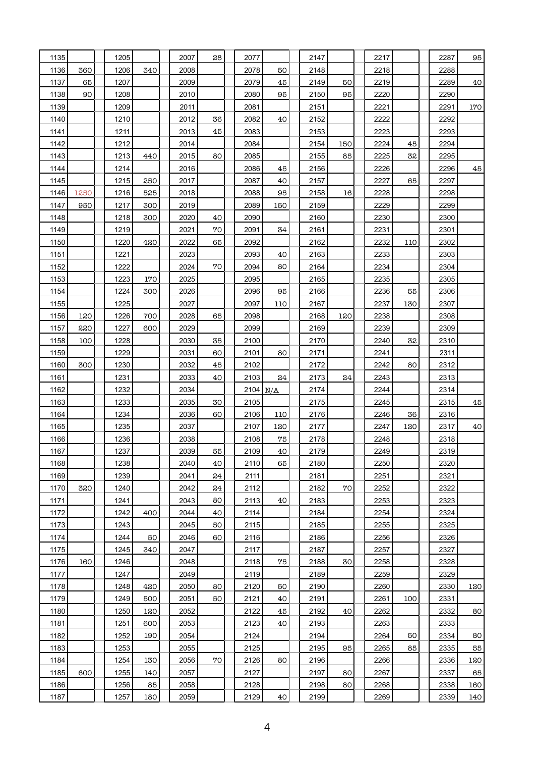| | | | | | | | | | | | | | |
|---|---|---|---|---|---|---|---|---|---|---|---|---|---|
| 1135 | | 1205 | | 2007 | 28 | 2077 | | 2147 | | 2217 | | 2287 | 95 |
| 1136 | 360 | 1206 | 340 | 2008 | | 2078 | 50 | 2148 | | 2218 | | 2288 | |
| 1137 | 65 | 1207 | | 2009 | | 2079 | 45 | 2149 | 50 | 2219 | | 2289 | 40 |
| 1138 | 90 | 1208 | | 2010 | | 2080 | 95 | 2150 | 95 | 2220 | | 2290 | |
| 1139 | | 1209 | | 2011 | | 2081 | | 2151 | | 2221 | | 2291 | 170 |
| 1140 | | 1210 | | 2012 | 36 | 2082 | 40 | 2152 | | 2222 | | 2292 | |
| 1141 | | 1211 | | 2013 | 45 | 2083 | | 2153 | | 2223 | | 2293 | |
| 1142 | | 1212 | | 2014 | | 2084 | | 2154 | 150 | 2224 | 45 | 2294 | |
| 1143 | | 1213 | 440 | 2015 | 80 | 2085 | | 2155 | 85 | 2225 | 32 | 2295 | |
| 1144 | | 1214 | | 2016 | | 2086 | 45 | 2156 | | 2226 | | 2296 | 45 |
| 1145 | | 1215 | 250 | 2017 | | 2087 | 40 | 2157 | | 2227 | 65 | 2297 | |
| 1146 | 1250 | 1216 | 525 | 2018 | | 2088 | 95 | 2158 | 16 | 2228 | | 2298 | |
| 1147 | 950 | 1217 | 300 | 2019 | | 2089 | 150 | 2159 | | 2229 | | 2299 | |
| 1148 | | 1218 | 300 | 2020 | 40 | 2090 | | 2160 | | 2230 | | 2300 | |
| 1149 | | 1219 | | 2021 | 70 | 2091 | 34 | 2161 | | 2231 | | 2301 | |
| 1150 | | 1220 | 420 | 2022 | 65 | 2092 | | 2162 | | 2232 | 110 | 2302 | |
| 1151 | | 1221 | | 2023 | | 2093 | 40 | 2163 | | 2233 | | 2303 | |
| 1152 | | 1222 | | 2024 | 70 | 2094 | 80 | 2164 | | 2234 | | 2304 | |
| 1153 | | 1223 | 170 | 2025 | | 2095 | | 2165 | | 2235 | | 2305 | |
| 1154 | | 1224 | 300 | 2026 | | 2096 | 95 | 2166 | | 2236 | 55 | 2306 | |
| 1155 | | 1225 | | 2027 | | 2097 | 110 | 2167 | | 2237 | 130 | 2307 | |
| 1156 | 120 | 1226 | 700 | 2028 | 65 | 2098 | | 2168 | 120 | 2238 | | 2308 | |
| 1157 | 220 | 1227 | 600 | 2029 | | 2099 | | 2169 | | 2239 | | 2309 | |
| 1158 | 100 | 1228 | | 2030 | 35 | 2100 | | 2170 | | 2240 | 32 | 2310 | |
| 1159 | | 1229 | | 2031 | 60 | 2101 | 80 | 2171 | | 2241 | | 2311 | |
| 1160 | 300 | 1230 | | 2032 | 45 | 2102 | | 2172 | | 2242 | 80 | 2312 | |
| 1161 | | 1231 | | 2033 | 40 | 2103 | 24 | 2173 | 24 | 2243 | | 2313 | |
| 1162 | | 1232 | | 2034 | | 2104 | N/A | 2174 | | 2244 | | 2314 | |
| 1163 | | 1233 | | 2035 | 30 | 2105 | | 2175 | | 2245 | | 2315 | 45 |
| 1164 | | 1234 | | 2036 | 60 | 2106 | 110 | 2176 | | 2246 | 36 | 2316 | |
| 1165 | | 1235 | | 2037 | | 2107 | 120 | 2177 | | 2247 | 120 | 2317 | 40 |
| 1166 | | 1236 | | 2038 | | 2108 | 75 | 2178 | | 2248 | | 2318 | |
| 1167 | | 1237 | | 2039 | 55 | 2109 | 40 | 2179 | | 2249 | | 2319 | |
| 1168 | | 1238 | | 2040 | 40 | 2110 | 65 | 2180 | | 2250 | | 2320 | |
| 1169 | | 1239 | | 2041 | 24 | 2111 | | 2181 | | 2251 | | 2321 | |
| 1170 | 320 | 1240 | | 2042 | 24 | 2112 | | 2182 | 70 | 2252 | | 2322 | |
| 1171 | | 1241 | | 2043 | 80 | 2113 | 40 | 2183 | | 2253 | | 2323 | |
| 1172 | | 1242 | 400 | 2044 | 40 | 2114 | | 2184 | | 2254 | | 2324 | |
| 1173 | | 1243 | | 2045 | 50 | 2115 | | 2185 | | 2255 | | 2325 | |
| 1174 | | 1244 | 50 | 2046 | 60 | 2116 | | 2186 | | 2256 | | 2326 | |
| 1175 | | 1245 | 340 | 2047 | | 2117 | | 2187 | | 2257 | | 2327 | |
| 1176 | 160 | 1246 | | 2048 | | 2118 | 75 | 2188 | 30 | 2258 | | 2328 | |
| 1177 | | 1247 | | 2049 | | 2119 | | 2189 | | 2259 | | 2329 | |
| 1178 | | 1248 | 420 | 2050 | 80 | 2120 | 50 | 2190 | | 2260 | | 2330 | 120 |
| 1179 | | 1249 | 500 | 2051 | 50 | 2121 | 40 | 2191 | | 2261 | 100 | 2331 | |
| 1180 | | 1250 | 120 | 2052 | | 2122 | 45 | 2192 | 40 | 2262 | | 2332 | 80 |
| 1181 | | 1251 | 600 | 2053 | | 2123 | 40 | 2193 | | 2263 | | 2333 | |
| 1182 | | 1252 | 190 | 2054 | | 2124 | | 2194 | | 2264 | 50 | 2334 | 80 |
| 1183 | | 1253 | | 2055 | | 2125 | | 2195 | 95 | 2265 | 85 | 2335 | 55 |
| 1184 | | 1254 | 130 | 2056 | 70 | 2126 | 80 | 2196 | | 2266 | | 2336 | 120 |
| 1185 | 600 | 1255 | 140 | 2057 | | 2127 | | 2197 | 80 | 2267 | | 2337 | 65 |
| 1186 | | 1256 | 85 | 2058 | | 2128 | | 2198 | 80 | 2268 | | 2338 | 160 |
| 1187 | | 1257 | 180 | 2059 | | 2129 | 40 | 2199 | | 2269 | | 2339 | 140 |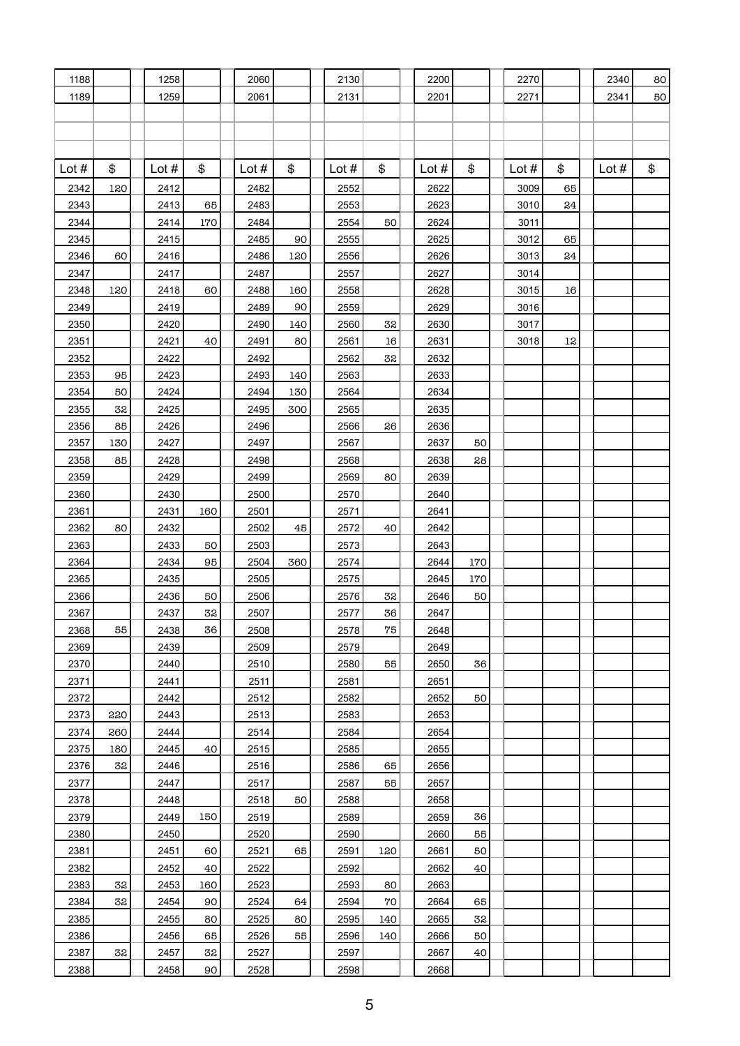| | | | | | | | | | | | | | |
|---|---|---|---|---|---|---|---|---|---|---|---|---|---|
| 1188 | | 1258 | | 2060 | | 2130 | | 2200 | | 2270 | | 2340 | 80 |
| 1189 | | 1259 | | 2061 | | 2131 | | 2201 | | 2271 | | 2341 | 50 |

| Lot # | $ | Lot # | $ | Lot # | $ | Lot # | $ | Lot # | $ | Lot # | $ | Lot # | $ |
|---|---|---|---|---|---|---|---|---|---|---|---|---|---|
| 2342 | 120 | 2412 | | 2482 | | 2552 | | 2622 | | 3009 | 65 | | |
| 2343 | | 2413 | 65 | 2483 | | 2553 | | 2623 | | 3010 | 24 | | |
| 2344 | | 2414 | 170 | 2484 | | 2554 | 50 | 2624 | | 3011 | | | |
| 2345 | | 2415 | | 2485 | 90 | 2555 | | 2625 | | 3012 | 65 | | |
| 2346 | 60 | 2416 | | 2486 | 120 | 2556 | | 2626 | | 3013 | 24 | | |
| 2347 | | 2417 | | 2487 | | 2557 | | 2627 | | 3014 | | | |
| 2348 | 120 | 2418 | 60 | 2488 | 160 | 2558 | | 2628 | | 3015 | 16 | | |
| 2349 | | 2419 | | 2489 | 90 | 2559 | | 2629 | | 3016 | | | |
| 2350 | | 2420 | | 2490 | 140 | 2560 | 32 | 2630 | | 3017 | | | |
| 2351 | | 2421 | 40 | 2491 | 80 | 2561 | 16 | 2631 | | 3018 | 12 | | |
| 2352 | | 2422 | | 2492 | | 2562 | 32 | 2632 | | | | | |
| 2353 | 95 | 2423 | | 2493 | 140 | 2563 | | 2633 | | | | | |
| 2354 | 50 | 2424 | | 2494 | 130 | 2564 | | 2634 | | | | | |
| 2355 | 32 | 2425 | | 2495 | 300 | 2565 | | 2635 | | | | | |
| 2356 | 85 | 2426 | | 2496 | | 2566 | 26 | 2636 | | | | | |
| 2357 | 130 | 2427 | | 2497 | | 2567 | | 2637 | 50 | | | | |
| 2358 | 85 | 2428 | | 2498 | | 2568 | | 2638 | 28 | | | | |
| 2359 | | 2429 | | 2499 | | 2569 | 80 | 2639 | | | | | |
| 2360 | | 2430 | | 2500 | | 2570 | | 2640 | | | | | |
| 2361 | | 2431 | 160 | 2501 | | 2571 | | 2641 | | | | | |
| 2362 | 80 | 2432 | | 2502 | 45 | 2572 | 40 | 2642 | | | | | |
| 2363 | | 2433 | 50 | 2503 | | 2573 | | 2643 | | | | | |
| 2364 | | 2434 | 95 | 2504 | 360 | 2574 | | 2644 | 170 | | | | |
| 2365 | | 2435 | | 2505 | | 2575 | | 2645 | 170 | | | | |
| 2366 | | 2436 | 50 | 2506 | | 2576 | 32 | 2646 | 50 | | | | |
| 2367 | | 2437 | 32 | 2507 | | 2577 | 36 | 2647 | | | | | |
| 2368 | 55 | 2438 | 36 | 2508 | | 2578 | 75 | 2648 | | | | | |
| 2369 | | 2439 | | 2509 | | 2579 | | 2649 | | | | | |
| 2370 | | 2440 | | 2510 | | 2580 | 55 | 2650 | 36 | | | | |
| 2371 | | 2441 | | 2511 | | 2581 | | 2651 | | | | | |
| 2372 | | 2442 | | 2512 | | 2582 | | 2652 | 50 | | | | |
| 2373 | 220 | 2443 | | 2513 | | 2583 | | 2653 | | | | | |
| 2374 | 260 | 2444 | | 2514 | | 2584 | | 2654 | | | | | |
| 2375 | 180 | 2445 | 40 | 2515 | | 2585 | | 2655 | | | | | |
| 2376 | 32 | 2446 | | 2516 | | 2586 | 65 | 2656 | | | | | |
| 2377 | | 2447 | | 2517 | | 2587 | 55 | 2657 | | | | | |
| 2378 | | 2448 | | 2518 | 50 | 2588 | | 2658 | | | | | |
| 2379 | | 2449 | 150 | 2519 | | 2589 | | 2659 | 36 | | | | |
| 2380 | | 2450 | | 2520 | | 2590 | | 2660 | 55 | | | | |
| 2381 | | 2451 | 60 | 2521 | 65 | 2591 | 120 | 2661 | 50 | | | | |
| 2382 | | 2452 | 40 | 2522 | | 2592 | | 2662 | 40 | | | | |
| 2383 | 32 | 2453 | 160 | 2523 | | 2593 | 80 | 2663 | | | | | |
| 2384 | 32 | 2454 | 90 | 2524 | 64 | 2594 | 70 | 2664 | 65 | | | | |
| 2385 | | 2455 | 80 | 2525 | 80 | 2595 | 140 | 2665 | 32 | | | | |
| 2386 | | 2456 | 65 | 2526 | 55 | 2596 | 140 | 2666 | 50 | | | | |
| 2387 | 32 | 2457 | 32 | 2527 | | 2597 | | 2667 | 40 | | | | |
| 2388 | | 2458 | 90 | 2528 | | 2598 | | 2668 | | | | | |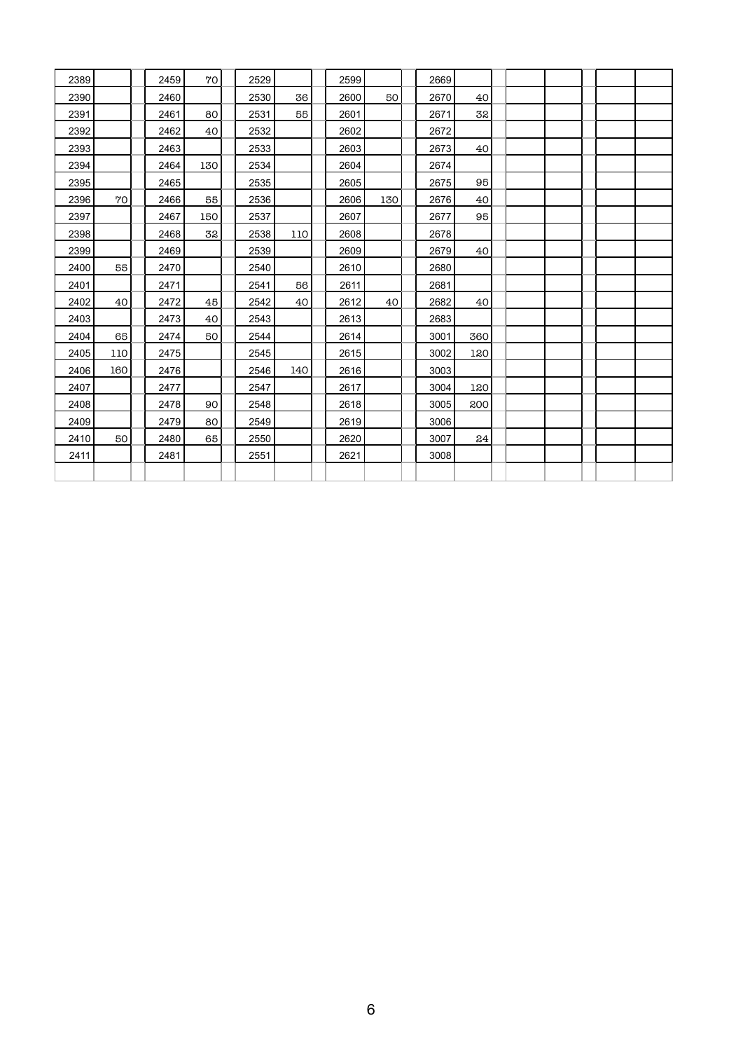| | | | | | | | | | | | | | | | | | | | |
|---|---|---|---|---|---|---|---|---|---|---|---|---|---|---|---|---|---|---|---|
| 2389 | | | 2459 | 70 | | 2529 | | | 2599 | | | 2669 | | | | | | | |
| 2390 | | | 2460 | | | 2530 | 36 | | 2600 | 50 | | 2670 | 40 | | | | | | |
| 2391 | | | 2461 | 80 | | 2531 | 55 | | 2601 | | | 2671 | 32 | | | | | | |
| 2392 | | | 2462 | 40 | | 2532 | | | 2602 | | | 2672 | | | | | | | |
| 2393 | | | 2463 | | | 2533 | | | 2603 | | | 2673 | 40 | | | | | | |
| 2394 | | | 2464 | 130 | | 2534 | | | 2604 | | | 2674 | | | | | | | |
| 2395 | | | 2465 | | | 2535 | | | 2605 | | | 2675 | 95 | | | | | | |
| 2396 | 70 | | 2466 | 55 | | 2536 | | | 2606 | 130 | | 2676 | 40 | | | | | | |
| 2397 | | | 2467 | 150 | | 2537 | | | 2607 | | | 2677 | 95 | | | | | | |
| 2398 | | | 2468 | 32 | | 2538 | 110 | | 2608 | | | 2678 | | | | | | | |
| 2399 | | | 2469 | | | 2539 | | | 2609 | | | 2679 | 40 | | | | | | |
| 2400 | 55 | | 2470 | | | 2540 | | | 2610 | | | 2680 | | | | | | | |
| 2401 | | | 2471 | | | 2541 | 56 | | 2611 | | | 2681 | | | | | | | |
| 2402 | 40 | | 2472 | 45 | | 2542 | 40 | | 2612 | 40 | | 2682 | 40 | | | | | | |
| 2403 | | | 2473 | 40 | | 2543 | | | 2613 | | | 2683 | | | | | | | |
| 2404 | 65 | | 2474 | 50 | | 2544 | | | 2614 | | | 3001 | 360 | | | | | | |
| 2405 | 110 | | 2475 | | | 2545 | | | 2615 | | | 3002 | 120 | | | | | | |
| 2406 | 160 | | 2476 | | | 2546 | 140 | | 2616 | | | 3003 | | | | | | | |
| 2407 | | | 2477 | | | 2547 | | | 2617 | | | 3004 | 120 | | | | | | |
| 2408 | | | 2478 | 90 | | 2548 | | | 2618 | | | 3005 | 200 | | | | | | |
| 2409 | | | 2479 | 80 | | 2549 | | | 2619 | | | 3006 | | | | | | | |
| 2410 | 50 | | 2480 | 65 | | 2550 | | | 2620 | | | 3007 | 24 | | | | | | |
| 2411 | | | 2481 | | | 2551 | | | 2621 | | | 3008 | | | | | | | |
| | | | | | | | | | | | | | | | | | | | |